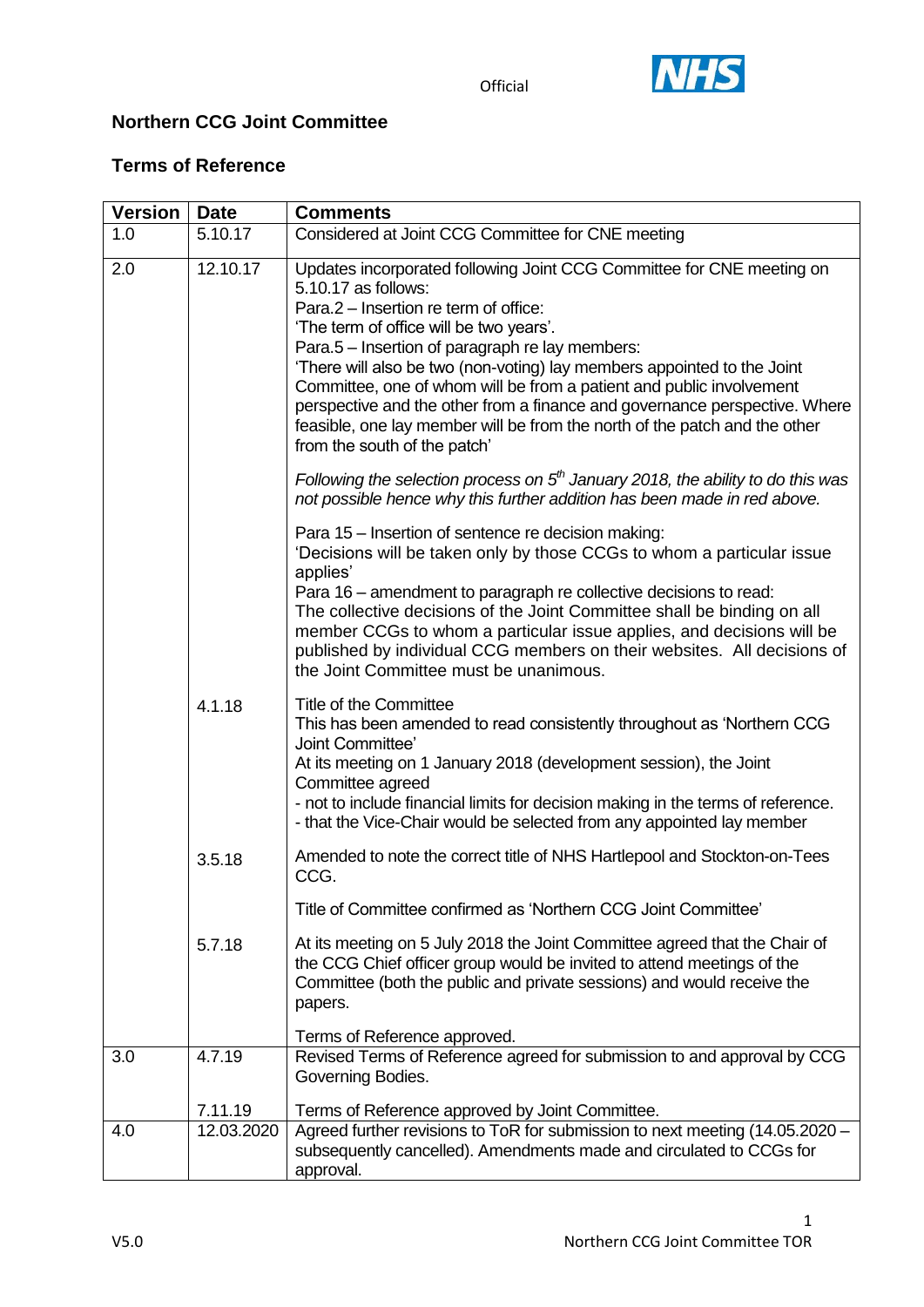## Northern CCG Joint Committee

## Terms of Reference

| Version | Date | Comments |
|---|---|---|
| 1.0 | 5.10.17 | Considered at Joint CCG Committee for CNE meeting |
| 2.0 | 12.10.17 | Updates incorporated following Joint CCG Committee for CNE meeting on 5.10.17 as follows:<br>Para.2 – Insertion re term of office:<br>'The term of office will be two years'.<br>Para.5 – Insertion of paragraph re lay members:<br>'There will also be two (non-voting) lay members appointed to the Joint Committee, one of whom will be from a patient and public involvement perspective and the other from a finance and governance perspective. Where feasible, one lay member will be from the north of the patch and the other from the south of the patch'<br><br>*Following the selection process on 5th January 2018, the ability to do this was not possible hence why this further addition has been made in red above.*<br><br>Para 15 – Insertion of sentence re decision making:<br>'Decisions will be taken only by those CCGs to whom a particular issue applies'<br>Para 16 – amendment to paragraph re collective decisions to read:<br>The collective decisions of the Joint Committee shall be binding on all member CCGs to whom a particular issue applies, and decisions will be published by individual CCG members on their websites. All decisions of the Joint Committee must be unanimous. |
| | 4.1.18 | Title of the Committee<br>This has been amended to read consistently throughout as 'Northern CCG Joint Committee'<br>At its meeting on 1 January 2018 (development session), the Joint Committee agreed<br>- not to include financial limits for decision making in the terms of reference.<br>- that the Vice-Chair would be selected from any appointed lay member |
| | 3.5.18 | Amended to note the correct title of NHS Hartlepool and Stockton-on-Tees CCG.<br><br>Title of Committee confirmed as 'Northern CCG Joint Committee' |
| | 5.7.18 | At its meeting on 5 July 2018 the Joint Committee agreed that the Chair of the CCG Chief officer group would be invited to attend meetings of the Committee (both the public and private sessions) and would receive the papers.<br><br>Terms of Reference approved. |
| 3.0 | 4.7.19<br><br>7.11.19 | Revised Terms of Reference agreed for submission to and approval by CCG Governing Bodies.<br><br>Terms of Reference approved by Joint Committee. |
| 4.0 | 12.03.2020 | Agreed further revisions to ToR for submission to next meeting (14.05.2020 – subsequently cancelled). Amendments made and circulated to CCGs for approval. |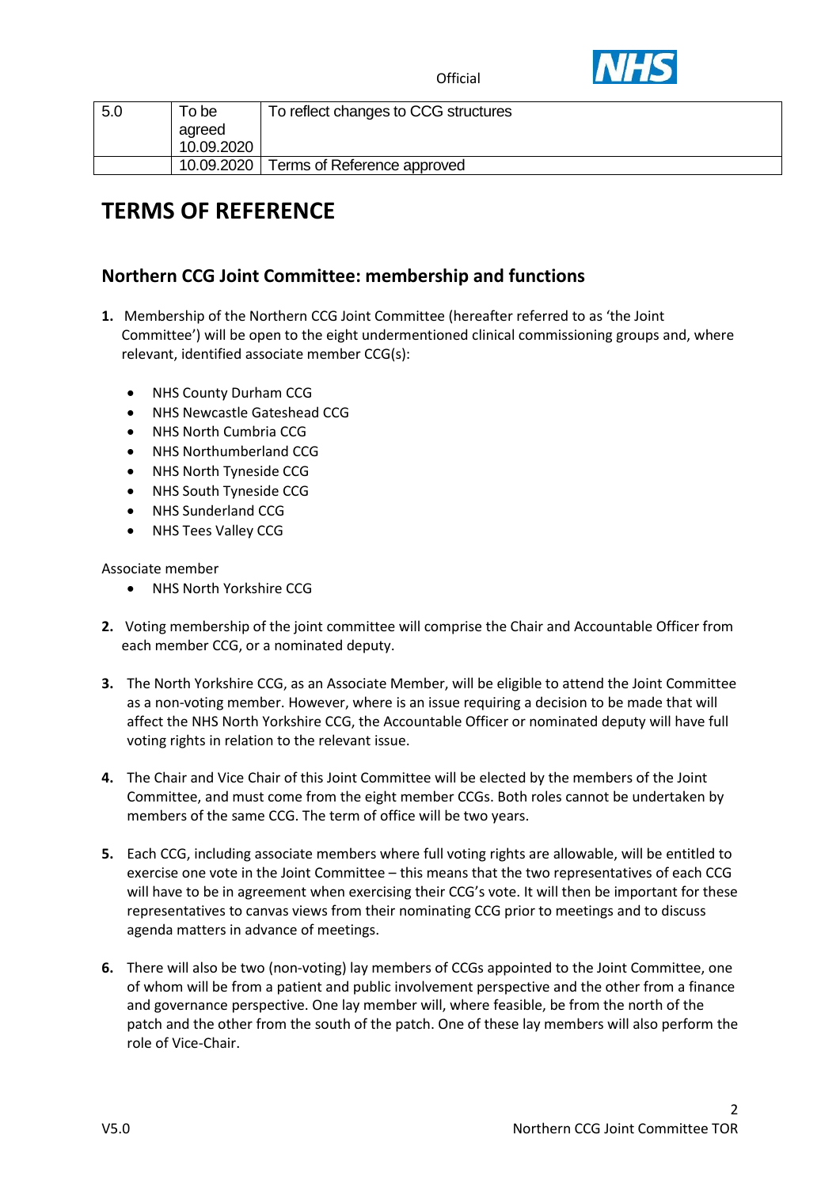| 5.0 | To be agreed 10.09.2020 | To reflect changes to CCG structures |
|---|---|---|
| | 10.09.2020 | Terms of Reference approved |

# TERMS OF REFERENCE

## Northern CCG Joint Committee: membership and functions

**1.** Membership of the Northern CCG Joint Committee (hereafter referred to as 'the Joint Committee') will be open to the eight undermentioned clinical commissioning groups and, where relevant, identified associate member CCG(s):

- NHS County Durham CCG
- NHS Newcastle Gateshead CCG
- NHS North Cumbria CCG
- NHS Northumberland CCG
- NHS North Tyneside CCG
- NHS South Tyneside CCG
- NHS Sunderland CCG
- NHS Tees Valley CCG

Associate member

- NHS North Yorkshire CCG

**2.** Voting membership of the joint committee will comprise the Chair and Accountable Officer from each member CCG, or a nominated deputy.

**3.** The North Yorkshire CCG, as an Associate Member, will be eligible to attend the Joint Committee as a non-voting member. However, where is an issue requiring a decision to be made that will affect the NHS North Yorkshire CCG, the Accountable Officer or nominated deputy will have full voting rights in relation to the relevant issue.

**4.** The Chair and Vice Chair of this Joint Committee will be elected by the members of the Joint Committee, and must come from the eight member CCGs. Both roles cannot be undertaken by members of the same CCG. The term of office will be two years.

**5.** Each CCG, including associate members where full voting rights are allowable, will be entitled to exercise one vote in the Joint Committee – this means that the two representatives of each CCG will have to be in agreement when exercising their CCG's vote. It will then be important for these representatives to canvas views from their nominating CCG prior to meetings and to discuss agenda matters in advance of meetings.

**6.** There will also be two (non-voting) lay members of CCGs appointed to the Joint Committee, one of whom will be from a patient and public involvement perspective and the other from a finance and governance perspective. One lay member will, where feasible, be from the north of the patch and the other from the south of the patch. One of these lay members will also perform the role of Vice-Chair.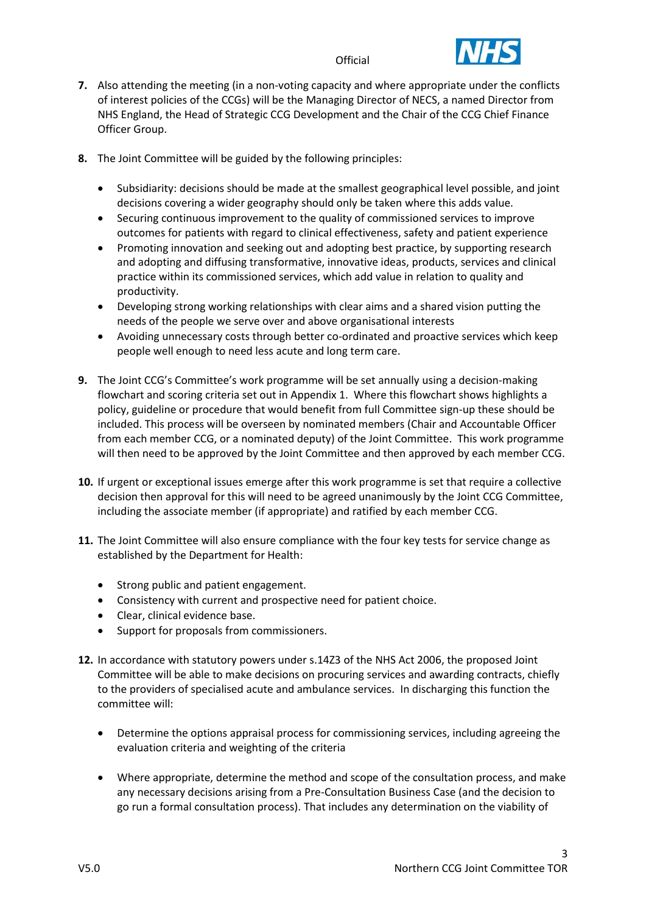7. Also attending the meeting (in a non-voting capacity and where appropriate under the conflicts of interest policies of the CCGs) will be the Managing Director of NECS, a named Director from NHS England, the Head of Strategic CCG Development and the Chair of the CCG Chief Finance Officer Group.

8. The Joint Committee will be guided by the following principles:

   - Subsidiarity: decisions should be made at the smallest geographical level possible, and joint decisions covering a wider geography should only be taken where this adds value.
   - Securing continuous improvement to the quality of commissioned services to improve outcomes for patients with regard to clinical effectiveness, safety and patient experience
   - Promoting innovation and seeking out and adopting best practice, by supporting research and adopting and diffusing transformative, innovative ideas, products, services and clinical practice within its commissioned services, which add value in relation to quality and productivity.
   - Developing strong working relationships with clear aims and a shared vision putting the needs of the people we serve over and above organisational interests
   - Avoiding unnecessary costs through better co-ordinated and proactive services which keep people well enough to need less acute and long term care.

9. The Joint CCG's Committee's work programme will be set annually using a decision-making flowchart and scoring criteria set out in Appendix 1. Where this flowchart shows highlights a policy, guideline or procedure that would benefit from full Committee sign-up these should be included. This process will be overseen by nominated members (Chair and Accountable Officer from each member CCG, or a nominated deputy) of the Joint Committee. This work programme will then need to be approved by the Joint Committee and then approved by each member CCG.

10. If urgent or exceptional issues emerge after this work programme is set that require a collective decision then approval for this will need to be agreed unanimously by the Joint CCG Committee, including the associate member (if appropriate) and ratified by each member CCG.

11. The Joint Committee will also ensure compliance with the four key tests for service change as established by the Department for Health:

   - Strong public and patient engagement.
   - Consistency with current and prospective need for patient choice.
   - Clear, clinical evidence base.
   - Support for proposals from commissioners.

12. In accordance with statutory powers under s.14Z3 of the NHS Act 2006, the proposed Joint Committee will be able to make decisions on procuring services and awarding contracts, chiefly to the providers of specialised acute and ambulance services. In discharging this function the committee will:

   - Determine the options appraisal process for commissioning services, including agreeing the evaluation criteria and weighting of the criteria

   - Where appropriate, determine the method and scope of the consultation process, and make any necessary decisions arising from a Pre-Consultation Business Case (and the decision to go run a formal consultation process). That includes any determination on the viability of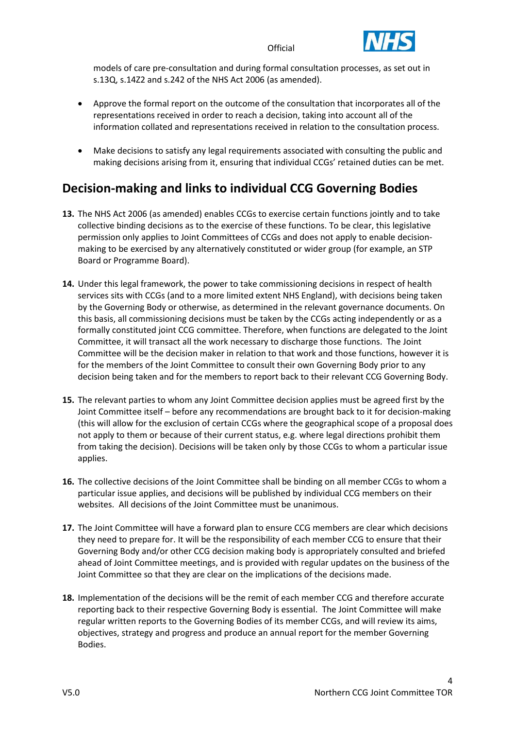models of care pre-consultation and during formal consultation processes, as set out in s.13Q, s.14Z2 and s.242 of the NHS Act 2006 (as amended).

- Approve the formal report on the outcome of the consultation that incorporates all of the representations received in order to reach a decision, taking into account all of the information collated and representations received in relation to the consultation process.
- Make decisions to satisfy any legal requirements associated with consulting the public and making decisions arising from it, ensuring that individual CCGs' retained duties can be met.

## Decision-making and links to individual CCG Governing Bodies

**13.** The NHS Act 2006 (as amended) enables CCGs to exercise certain functions jointly and to take collective binding decisions as to the exercise of these functions. To be clear, this legislative permission only applies to Joint Committees of CCGs and does not apply to enable decision-making to be exercised by any alternatively constituted or wider group (for example, an STP Board or Programme Board).

**14.** Under this legal framework, the power to take commissioning decisions in respect of health services sits with CCGs (and to a more limited extent NHS England), with decisions being taken by the Governing Body or otherwise, as determined in the relevant governance documents. On this basis, all commissioning decisions must be taken by the CCGs acting independently or as a formally constituted joint CCG committee. Therefore, when functions are delegated to the Joint Committee, it will transact all the work necessary to discharge those functions. The Joint Committee will be the decision maker in relation to that work and those functions, however it is for the members of the Joint Committee to consult their own Governing Body prior to any decision being taken and for the members to report back to their relevant CCG Governing Body.

**15.** The relevant parties to whom any Joint Committee decision applies must be agreed first by the Joint Committee itself – before any recommendations are brought back to it for decision-making (this will allow for the exclusion of certain CCGs where the geographical scope of a proposal does not apply to them or because of their current status, e.g. where legal directions prohibit them from taking the decision). Decisions will be taken only by those CCGs to whom a particular issue applies.

**16.** The collective decisions of the Joint Committee shall be binding on all member CCGs to whom a particular issue applies, and decisions will be published by individual CCG members on their websites. All decisions of the Joint Committee must be unanimous.

**17.** The Joint Committee will have a forward plan to ensure CCG members are clear which decisions they need to prepare for. It will be the responsibility of each member CCG to ensure that their Governing Body and/or other CCG decision making body is appropriately consulted and briefed ahead of Joint Committee meetings, and is provided with regular updates on the business of the Joint Committee so that they are clear on the implications of the decisions made.

**18.** Implementation of the decisions will be the remit of each member CCG and therefore accurate reporting back to their respective Governing Body is essential. The Joint Committee will make regular written reports to the Governing Bodies of its member CCGs, and will review its aims, objectives, strategy and progress and produce an annual report for the member Governing Bodies.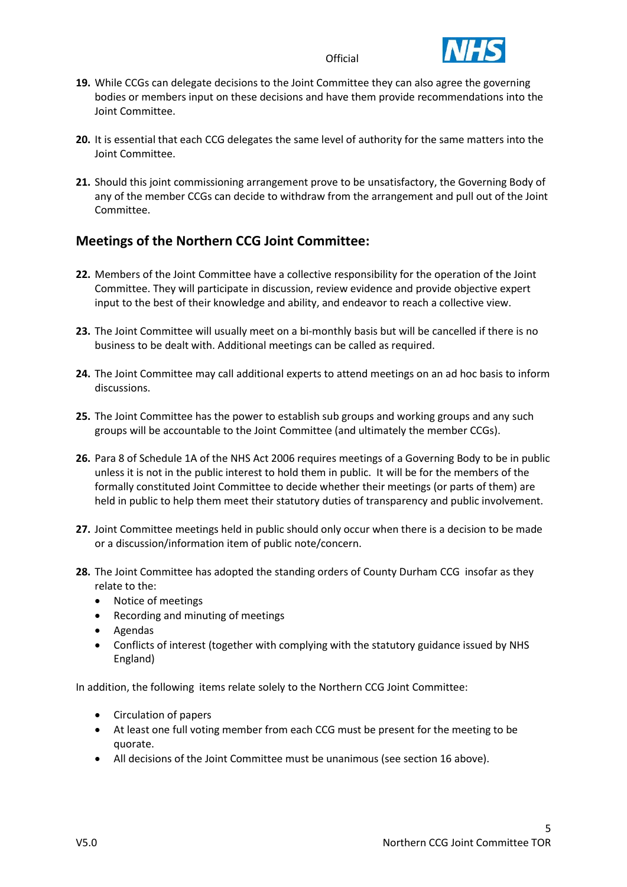19. While CCGs can delegate decisions to the Joint Committee they can also agree the governing bodies or members input on these decisions and have them provide recommendations into the Joint Committee.

20. It is essential that each CCG delegates the same level of authority for the same matters into the Joint Committee.

21. Should this joint commissioning arrangement prove to be unsatisfactory, the Governing Body of any of the member CCGs can decide to withdraw from the arrangement and pull out of the Joint Committee.

## Meetings of the Northern CCG Joint Committee:

22. Members of the Joint Committee have a collective responsibility for the operation of the Joint Committee. They will participate in discussion, review evidence and provide objective expert input to the best of their knowledge and ability, and endeavor to reach a collective view.

23. The Joint Committee will usually meet on a bi-monthly basis but will be cancelled if there is no business to be dealt with. Additional meetings can be called as required.

24. The Joint Committee may call additional experts to attend meetings on an ad hoc basis to inform discussions.

25. The Joint Committee has the power to establish sub groups and working groups and any such groups will be accountable to the Joint Committee (and ultimately the member CCGs).

26. Para 8 of Schedule 1A of the NHS Act 2006 requires meetings of a Governing Body to be in public unless it is not in the public interest to hold them in public. It will be for the members of the formally constituted Joint Committee to decide whether their meetings (or parts of them) are held in public to help them meet their statutory duties of transparency and public involvement.

27. Joint Committee meetings held in public should only occur when there is a decision to be made or a discussion/information item of public note/concern.

28. The Joint Committee has adopted the standing orders of County Durham CCG insofar as they relate to the:
    - Notice of meetings
    - Recording and minuting of meetings
    - Agendas
    - Conflicts of interest (together with complying with the statutory guidance issued by NHS England)

In addition, the following items relate solely to the Northern CCG Joint Committee:

- Circulation of papers
- At least one full voting member from each CCG must be present for the meeting to be quorate.
- All decisions of the Joint Committee must be unanimous (see section 16 above).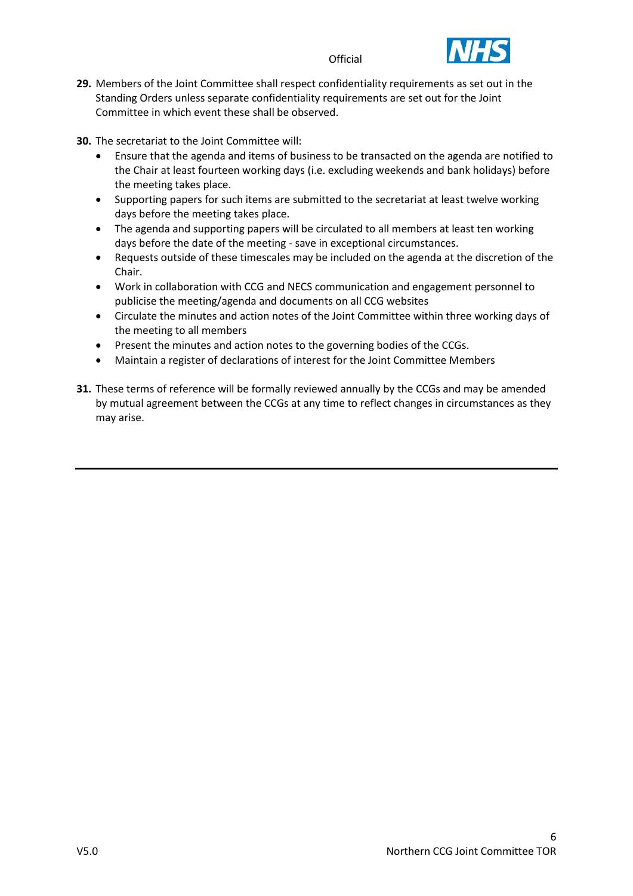**29.** Members of the Joint Committee shall respect confidentiality requirements as set out in the Standing Orders unless separate confidentiality requirements are set out for the Joint Committee in which event these shall be observed.

**30.** The secretariat to the Joint Committee will:

- Ensure that the agenda and items of business to be transacted on the agenda are notified to the Chair at least fourteen working days (i.e. excluding weekends and bank holidays) before the meeting takes place.
- Supporting papers for such items are submitted to the secretariat at least twelve working days before the meeting takes place.
- The agenda and supporting papers will be circulated to all members at least ten working days before the date of the meeting - save in exceptional circumstances.
- Requests outside of these timescales may be included on the agenda at the discretion of the Chair.
- Work in collaboration with CCG and NECS communication and engagement personnel to publicise the meeting/agenda and documents on all CCG websites
- Circulate the minutes and action notes of the Joint Committee within three working days of the meeting to all members
- Present the minutes and action notes to the governing bodies of the CCGs.
- Maintain a register of declarations of interest for the Joint Committee Members

**31.** These terms of reference will be formally reviewed annually by the CCGs and may be amended by mutual agreement between the CCGs at any time to reflect changes in circumstances as they may arise.

---